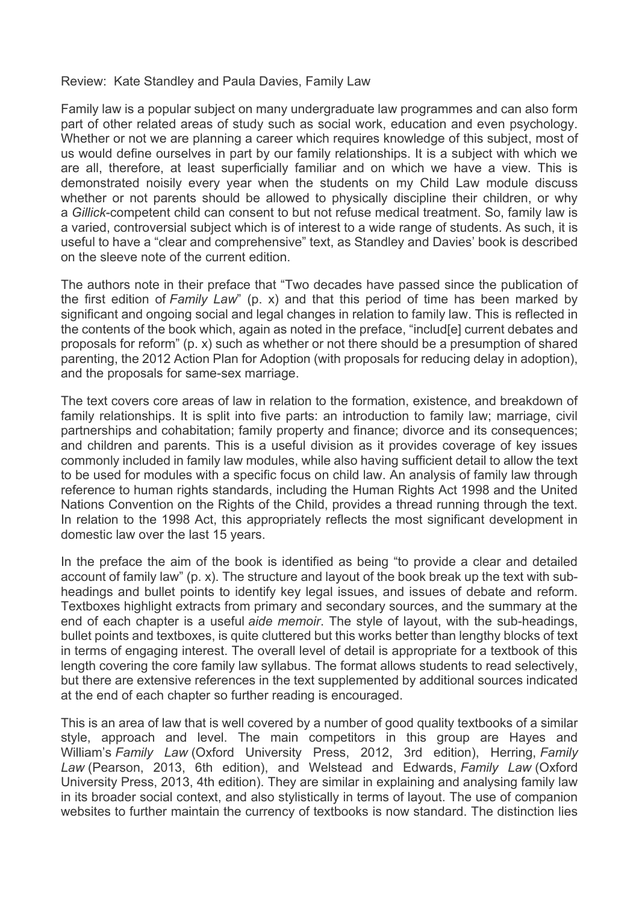Review: Kate Standley and Paula Davies, Family Law

Family law is a popular subject on many undergraduate law programmes and can also form part of other related areas of study such as social work, education and even psychology. Whether or not we are planning a career which requires knowledge of this subject, most of us would define ourselves in part by our family relationships. It is a subject with which we are all, therefore, at least superficially familiar and on which we have a view. This is demonstrated noisily every year when the students on my Child Law module discuss whether or not parents should be allowed to physically discipline their children, or why a *Gillick*-competent child can consent to but not refuse medical treatment. So, family law is a varied, controversial subject which is of interest to a wide range of students. As such, it is useful to have a "clear and comprehensive" text, as Standley and Davies' book is described on the sleeve note of the current edition.

The authors note in their preface that "Two decades have passed since the publication of the first edition of *Family Law*" (p. x) and that this period of time has been marked by significant and ongoing social and legal changes in relation to family law. This is reflected in the contents of the book which, again as noted in the preface, "includ[e] current debates and proposals for reform" (p. x) such as whether or not there should be a presumption of shared parenting, the 2012 Action Plan for Adoption (with proposals for reducing delay in adoption), and the proposals for same-sex marriage.

The text covers core areas of law in relation to the formation, existence, and breakdown of family relationships. It is split into five parts: an introduction to family law; marriage, civil partnerships and cohabitation; family property and finance; divorce and its consequences; and children and parents. This is a useful division as it provides coverage of key issues commonly included in family law modules, while also having sufficient detail to allow the text to be used for modules with a specific focus on child law. An analysis of family law through reference to human rights standards, including the Human Rights Act 1998 and the United Nations Convention on the Rights of the Child, provides a thread running through the text. In relation to the 1998 Act, this appropriately reflects the most significant development in domestic law over the last 15 years.

In the preface the aim of the book is identified as being "to provide a clear and detailed account of family law" (p. x). The structure and layout of the book break up the text with sub-headings and bullet points to identify key legal issues, and issues of debate and reform. Textboxes highlight extracts from primary and secondary sources, and the summary at the end of each chapter is a useful *aide memoir*. The style of layout, with the sub-headings, bullet points and textboxes, is quite cluttered but this works better than lengthy blocks of text in terms of engaging interest. The overall level of detail is appropriate for a textbook of this length covering the core family law syllabus. The format allows students to read selectively, but there are extensive references in the text supplemented by additional sources indicated at the end of each chapter so further reading is encouraged.

This is an area of law that is well covered by a number of good quality textbooks of a similar style, approach and level. The main competitors in this group are Hayes and William's *Family Law* (Oxford University Press, 2012, 3rd edition), Herring, *Family Law* (Pearson, 2013, 6th edition), and Welstead and Edwards, *Family Law* (Oxford University Press, 2013, 4th edition). They are similar in explaining and analysing family law in its broader social context, and also stylistically in terms of layout. The use of companion websites to further maintain the currency of textbooks is now standard. The distinction lies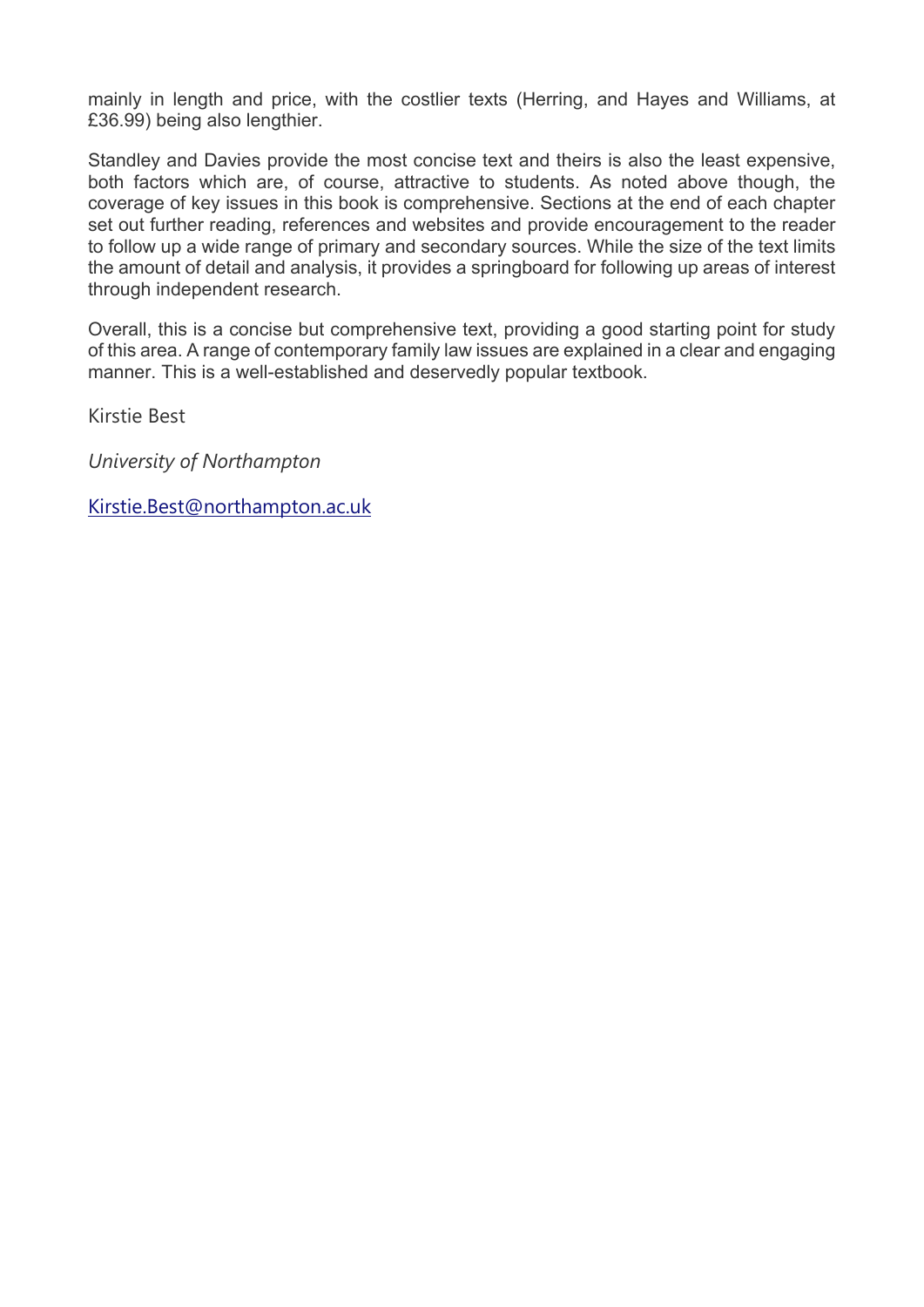mainly in length and price, with the costlier texts (Herring, and Hayes and Williams, at £36.99) being also lengthier.

Standley and Davies provide the most concise text and theirs is also the least expensive, both factors which are, of course, attractive to students. As noted above though, the coverage of key issues in this book is comprehensive. Sections at the end of each chapter set out further reading, references and websites and provide encouragement to the reader to follow up a wide range of primary and secondary sources. While the size of the text limits the amount of detail and analysis, it provides a springboard for following up areas of interest through independent research.

Overall, this is a concise but comprehensive text, providing a good starting point for study of this area. A range of contemporary family law issues are explained in a clear and engaging manner. This is a well-established and deservedly popular textbook.

Kirstie Best

*University of Northampton*

Kirstie.Best@northampton.ac.uk